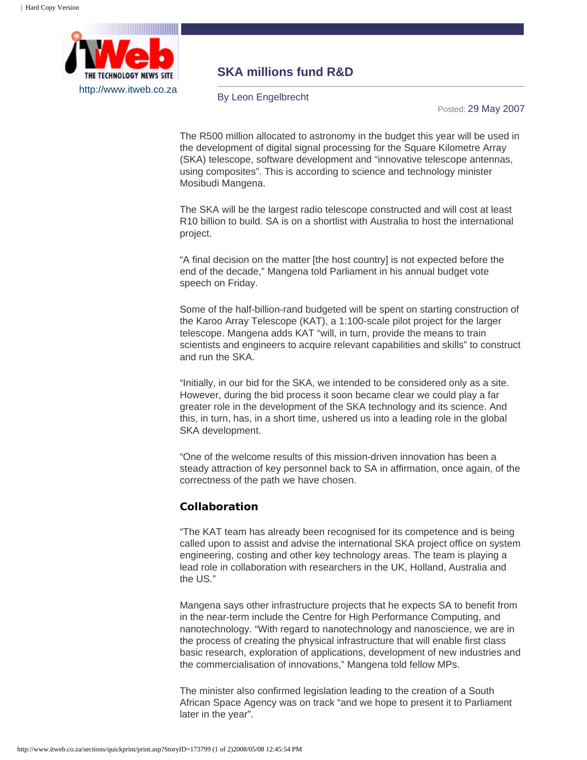http://www.itweb.co.za

# SKA millions fund R&D

By Leon Engelbrecht

Posted: 29 May 2007

The R500 million allocated to astronomy in the budget this year will be used in the development of digital signal processing for the Square Kilometre Array (SKA) telescope, software development and "innovative telescope antennas, using composites". This is according to science and technology minister Mosibudi Mangena.

The SKA will be the largest radio telescope constructed and will cost at least R10 billion to build. SA is on a shortlist with Australia to host the international project.

"A final decision on the matter [the host country] is not expected before the end of the decade," Mangena told Parliament in his annual budget vote speech on Friday.

Some of the half-billion-rand budgeted will be spent on starting construction of the Karoo Array Telescope (KAT), a 1:100-scale pilot project for the larger telescope. Mangena adds KAT "will, in turn, provide the means to train scientists and engineers to acquire relevant capabilities and skills" to construct and run the SKA.

"Initially, in our bid for the SKA, we intended to be considered only as a site. However, during the bid process it soon became clear we could play a far greater role in the development of the SKA technology and its science. And this, in turn, has, in a short time, ushered us into a leading role in the global SKA development.

"One of the welcome results of this mission-driven innovation has been a steady attraction of key personnel back to SA in affirmation, once again, of the correctness of the path we have chosen.

## Collaboration

"The KAT team has already been recognised for its competence and is being called upon to assist and advise the international SKA project office on system engineering, costing and other key technology areas. The team is playing a lead role in collaboration with researchers in the UK, Holland, Australia and the US."

Mangena says other infrastructure projects that he expects SA to benefit from in the near-term include the Centre for High Performance Computing, and nanotechnology. "With regard to nanotechnology and nanoscience, we are in the process of creating the physical infrastructure that will enable first class basic research, exploration of applications, development of new industries and the commercialisation of innovations," Mangena told fellow MPs.

The minister also confirmed legislation leading to the creation of a South African Space Agency was on track "and we hope to present it to Parliament later in the year".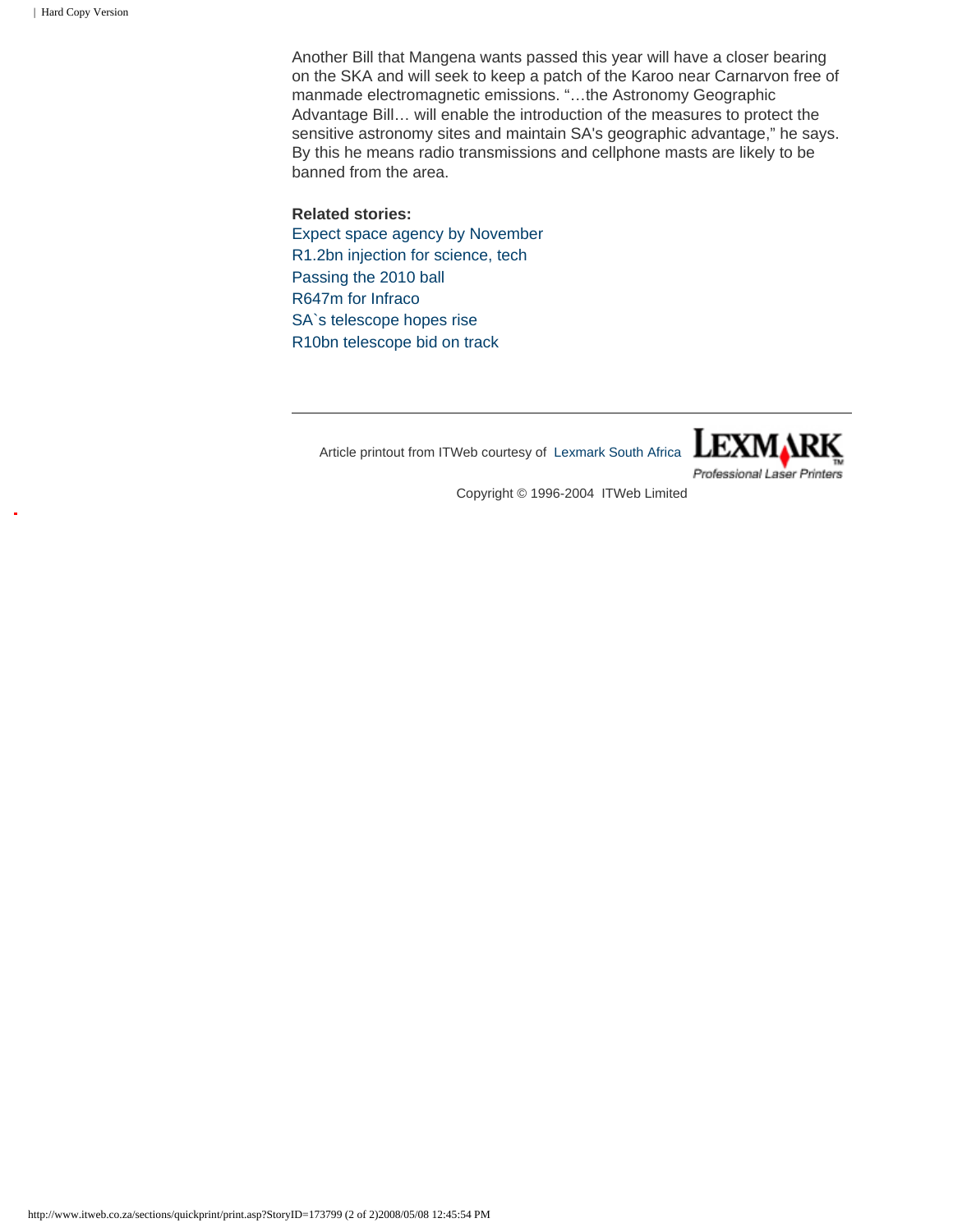Another Bill that Mangena wants passed this year will have a closer bearing on the SKA and will seek to keep a patch of the Karoo near Carnarvon free of manmade electromagnetic emissions. "…the Astronomy Geographic Advantage Bill… will enable the introduction of the measures to protect the sensitive astronomy sites and maintain SA's geographic advantage," he says. By this he means radio transmissions and cellphone masts are likely to be banned from the area.

**Related stories:**

Expect space agency by November
R1.2bn injection for science, tech
Passing the 2010 ball
R647m for Infraco
SA`s telescope hopes rise
R10bn telescope bid on track

---

Article printout from ITWeb courtesy of Lexmark South Africa

LEXMARK Professional Laser Printers

Copyright © 1996-2004 ITWeb Limited